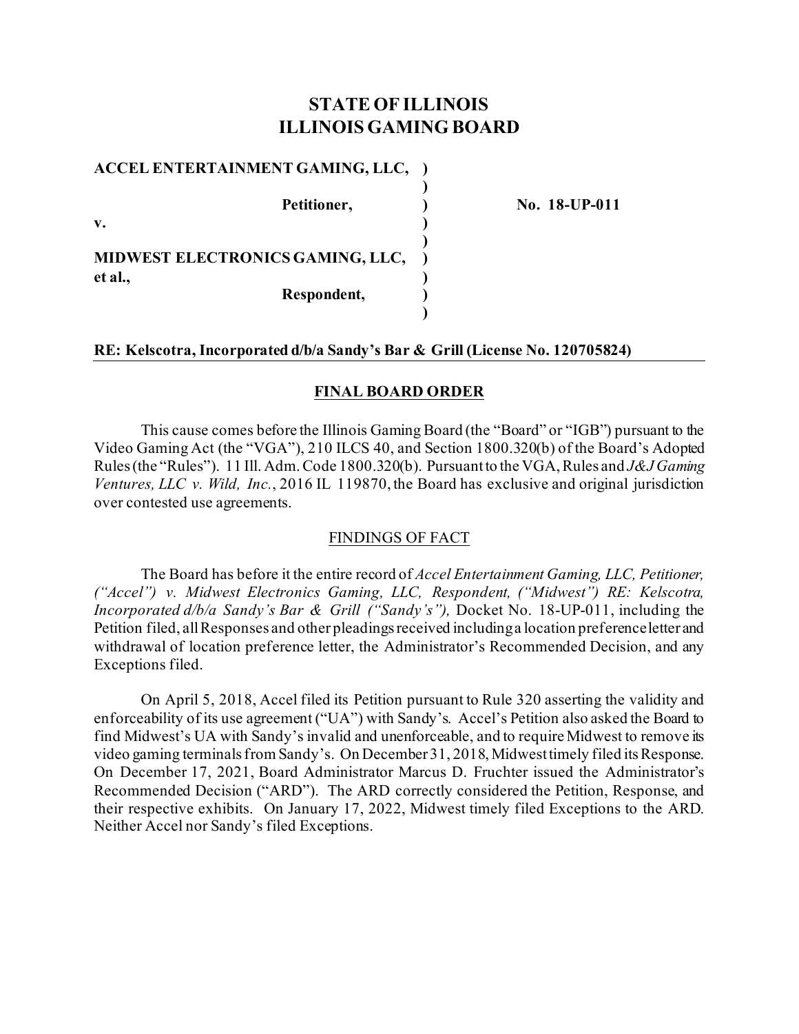# STATE OF ILLINOIS
# ILLINOIS GAMING BOARD

**ACCEL ENTERTAINMENT GAMING, LLC,** )
)
**Petitioner,** ) **No. 18-UP-011**
**v.** )
)
**MIDWEST ELECTRONICS GAMING, LLC, et al.,** )
**Respondent,** )
)

**RE: Kelscotra, Incorporated d/b/a Sandy's Bar & Grill (License No. 120705824)**

## FINAL BOARD ORDER

This cause comes before the Illinois Gaming Board (the "Board" or "IGB") pursuant to the Video Gaming Act (the "VGA"), 210 ILCS 40, and Section 1800.320(b) of the Board's Adopted Rules (the "Rules"). 11 Ill. Adm. Code 1800.320(b). Pursuant to the VGA, Rules and *J&J Gaming Ventures, LLC v. Wild, Inc.*, 2016 IL 119870, the Board has exclusive and original jurisdiction over contested use agreements.

### FINDINGS OF FACT

The Board has before it the entire record of *Accel Entertainment Gaming, LLC, Petitioner, ("Accel") v. Midwest Electronics Gaming, LLC, Respondent, ("Midwest") RE: Kelscotra, Incorporated d/b/a Sandy's Bar & Grill ("Sandy's"),* Docket No. 18-UP-011, including the Petition filed, all Responses and other pleadings received including a location preference letter and withdrawal of location preference letter, the Administrator's Recommended Decision, and any Exceptions filed.

On April 5, 2018, Accel filed its Petition pursuant to Rule 320 asserting the validity and enforceability of its use agreement ("UA") with Sandy's. Accel's Petition also asked the Board to find Midwest's UA with Sandy's invalid and unenforceable, and to require Midwest to remove its video gaming terminals from Sandy's. On December 31, 2018, Midwest timely filed its Response. On December 17, 2021, Board Administrator Marcus D. Fruchter issued the Administrator's Recommended Decision ("ARD"). The ARD correctly considered the Petition, Response, and their respective exhibits. On January 17, 2022, Midwest timely filed Exceptions to the ARD. Neither Accel nor Sandy's filed Exceptions.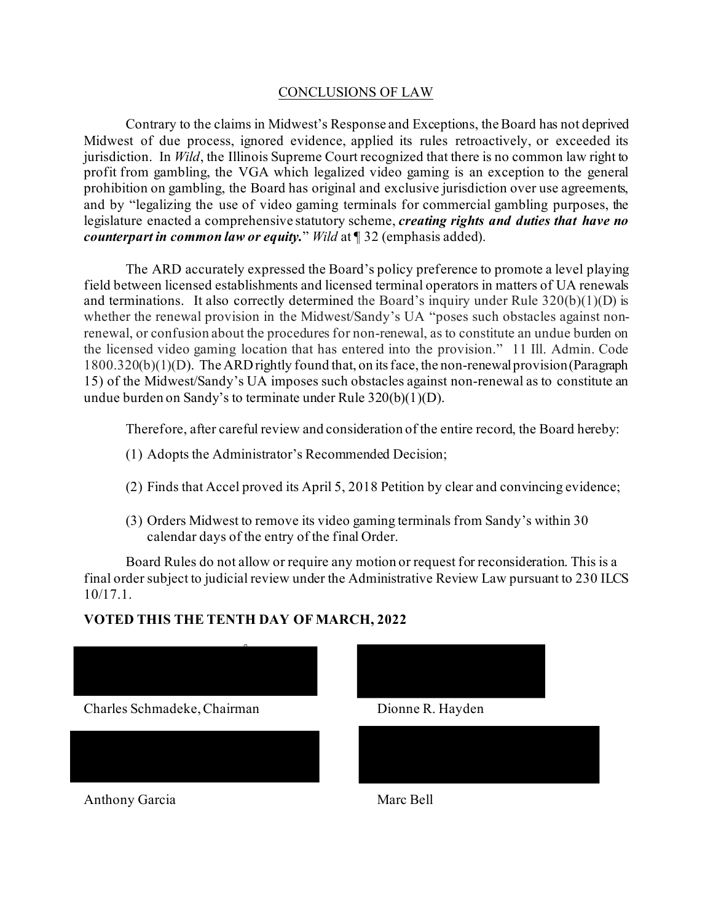## CONCLUSIONS OF LAW

Contrary to the claims in Midwest's Response and Exceptions, the Board has not deprived Midwest of due process, ignored evidence, applied its rules retroactively, or exceeded its jurisdiction. In *Wild*, the Illinois Supreme Court recognized that there is no common law right to profit from gambling, the VGA which legalized video gaming is an exception to the general prohibition on gambling, the Board has original and exclusive jurisdiction over use agreements, and by "legalizing the use of video gaming terminals for commercial gambling purposes, the legislature enacted a comprehensive statutory scheme, ***creating rights and duties that have no counterpart in common law or equity.***" *Wild* at ¶ 32 (emphasis added).

The ARD accurately expressed the Board's policy preference to promote a level playing field between licensed establishments and licensed terminal operators in matters of UA renewals and terminations. It also correctly determined the Board's inquiry under Rule 320(b)(1)(D) is whether the renewal provision in the Midwest/Sandy's UA "poses such obstacles against non-renewal, or confusion about the procedures for non-renewal, as to constitute an undue burden on the licensed video gaming location that has entered into the provision." 11 Ill. Admin. Code 1800.320(b)(1)(D). The ARD rightly found that, on its face, the non-renewal provision (Paragraph 15) of the Midwest/Sandy's UA imposes such obstacles against non-renewal as to constitute an undue burden on Sandy's to terminate under Rule 320(b)(1)(D).

Therefore, after careful review and consideration of the entire record, the Board hereby:

(1) Adopts the Administrator's Recommended Decision;

(2) Finds that Accel proved its April 5, 2018 Petition by clear and convincing evidence;

(3) Orders Midwest to remove its video gaming terminals from Sandy's within 30 calendar days of the entry of the final Order.

Board Rules do not allow or require any motion or request for reconsideration. This is a final order subject to judicial review under the Administrative Review Law pursuant to 230 ILCS 10/17.1.

**VOTED THIS THE TENTH DAY OF MARCH, 2022**

Charles Schmadeke, Chairman

Dionne R. Hayden

Anthony Garcia

Marc Bell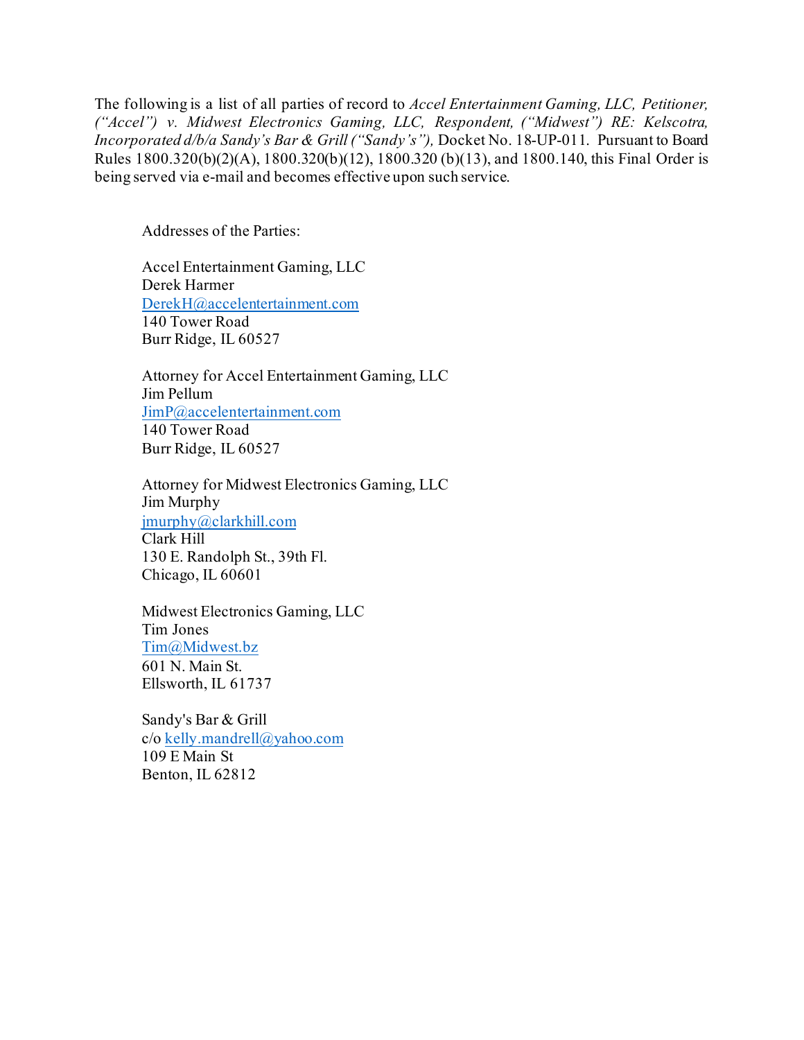The following is a list of all parties of record to *Accel Entertainment Gaming, LLC, Petitioner, ("Accel") v. Midwest Electronics Gaming, LLC, Respondent, ("Midwest") RE: Kelscotra, Incorporated d/b/a Sandy's Bar & Grill ("Sandy's"),* Docket No. 18-UP-011. Pursuant to Board Rules 1800.320(b)(2)(A), 1800.320(b)(12), 1800.320 (b)(13), and 1800.140, this Final Order is being served via e-mail and becomes effective upon such service.

Addresses of the Parties:

Accel Entertainment Gaming, LLC
Derek Harmer
DerekH@accelentertainment.com
140 Tower Road
Burr Ridge, IL 60527

Attorney for Accel Entertainment Gaming, LLC
Jim Pellum
JimP@accelentertainment.com
140 Tower Road
Burr Ridge, IL 60527

Attorney for Midwest Electronics Gaming, LLC
Jim Murphy
jmurphy@clarkhill.com
Clark Hill
130 E. Randolph St., 39th Fl.
Chicago, IL 60601

Midwest Electronics Gaming, LLC
Tim Jones
Tim@Midwest.bz
601 N. Main St.
Ellsworth, IL 61737

Sandy's Bar & Grill
c/o kelly.mandrell@yahoo.com
109 E Main St
Benton, IL 62812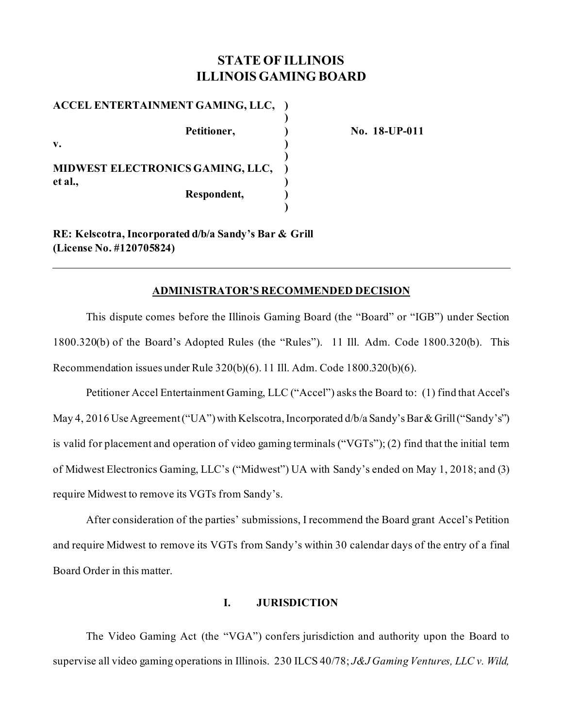# STATE OF ILLINOIS
# ILLINOIS GAMING BOARD

| | | |
|---|---|---|
| **ACCEL ENTERTAINMENT GAMING, LLC,** | ) | |
| | ) | |
| **Petitioner,** | ) | **No. 18-UP-011** |
| **v.** | ) | |
| | ) | |
| **MIDWEST ELECTRONICS GAMING, LLC, et al.,** | ) | |
| | ) | |
| **Respondent,** | ) | |
| | ) | |

**RE: Kelscotra, Incorporated d/b/a Sandy's Bar & Grill (License No. #120705824)**

---

## ADMINISTRATOR'S RECOMMENDED DECISION

This dispute comes before the Illinois Gaming Board (the "Board" or "IGB") under Section 1800.320(b) of the Board's Adopted Rules (the "Rules"). 11 Ill. Adm. Code 1800.320(b). This Recommendation issues under Rule 320(b)(6). 11 Ill. Adm. Code 1800.320(b)(6).

Petitioner Accel Entertainment Gaming, LLC ("Accel") asks the Board to: (1) find that Accel's May 4, 2016 Use Agreement ("UA") with Kelscotra, Incorporated d/b/a Sandy's Bar & Grill ("Sandy's") is valid for placement and operation of video gaming terminals ("VGTs"); (2) find that the initial term of Midwest Electronics Gaming, LLC's ("Midwest") UA with Sandy's ended on May 1, 2018; and (3) require Midwest to remove its VGTs from Sandy's.

After consideration of the parties' submissions, I recommend the Board grant Accel's Petition and require Midwest to remove its VGTs from Sandy's within 30 calendar days of the entry of a final Board Order in this matter.

## I. JURISDICTION

The Video Gaming Act (the "VGA") confers jurisdiction and authority upon the Board to supervise all video gaming operations in Illinois. 230 ILCS 40/78; *J&J Gaming Ventures, LLC v. Wild,*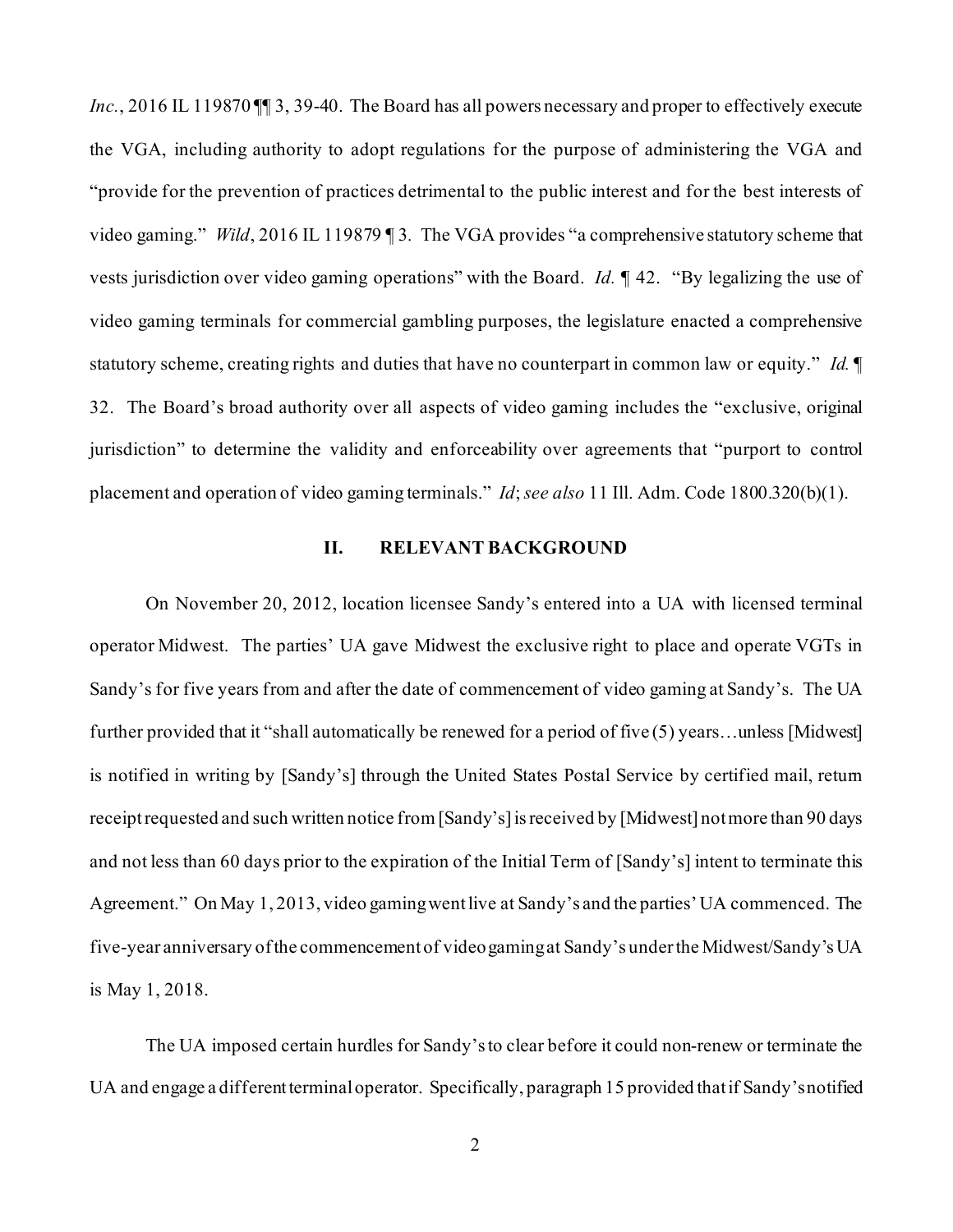*Inc.*, 2016 IL 119870 ¶¶ 3, 39-40. The Board has all powers necessary and proper to effectively execute the VGA, including authority to adopt regulations for the purpose of administering the VGA and "provide for the prevention of practices detrimental to the public interest and for the best interests of video gaming." *Wild*, 2016 IL 119879 ¶ 3. The VGA provides "a comprehensive statutory scheme that vests jurisdiction over video gaming operations" with the Board. *Id.* ¶ 42. "By legalizing the use of video gaming terminals for commercial gambling purposes, the legislature enacted a comprehensive statutory scheme, creating rights and duties that have no counterpart in common law or equity." *Id.* ¶ 32. The Board's broad authority over all aspects of video gaming includes the "exclusive, original jurisdiction" to determine the validity and enforceability over agreements that "purport to control placement and operation of video gaming terminals." *Id*; *see also* 11 Ill. Adm. Code 1800.320(b)(1).

## II. RELEVANT BACKGROUND

On November 20, 2012, location licensee Sandy's entered into a UA with licensed terminal operator Midwest. The parties' UA gave Midwest the exclusive right to place and operate VGTs in Sandy's for five years from and after the date of commencement of video gaming at Sandy's. The UA further provided that it "shall automatically be renewed for a period of five (5) years…unless [Midwest] is notified in writing by [Sandy's] through the United States Postal Service by certified mail, return receipt requested and such written notice from [Sandy's] is received by [Midwest] not more than 90 days and not less than 60 days prior to the expiration of the Initial Term of [Sandy's] intent to terminate this Agreement." On May 1, 2013, video gaming went live at Sandy's and the parties' UA commenced. The five-year anniversary of the commencement of video gaming at Sandy's under the Midwest/Sandy's UA is May 1, 2018.

The UA imposed certain hurdles for Sandy's to clear before it could non-renew or terminate the UA and engage a different terminal operator. Specifically, paragraph 15 provided that if Sandy's notified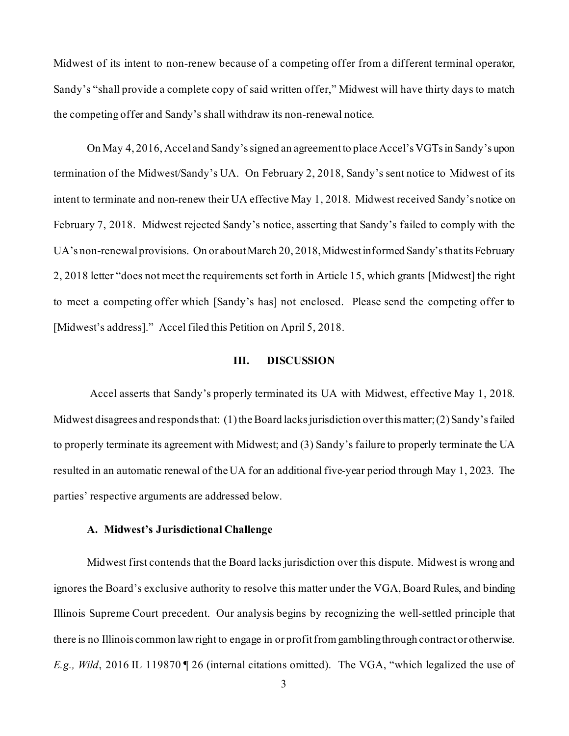Midwest of its intent to non-renew because of a competing offer from a different terminal operator, Sandy's "shall provide a complete copy of said written offer," Midwest will have thirty days to match the competing offer and Sandy's shall withdraw its non-renewal notice.

On May 4, 2016, Accel and Sandy's signed an agreement to place Accel's VGTs in Sandy's upon termination of the Midwest/Sandy's UA. On February 2, 2018, Sandy's sent notice to Midwest of its intent to terminate and non-renew their UA effective May 1, 2018. Midwest received Sandy's notice on February 7, 2018. Midwest rejected Sandy's notice, asserting that Sandy's failed to comply with the UA's non-renewal provisions. On or about March 20, 2018, Midwest informed Sandy's that its February 2, 2018 letter "does not meet the requirements set forth in Article 15, which grants [Midwest] the right to meet a competing offer which [Sandy's has] not enclosed. Please send the competing offer to [Midwest's address]." Accel filed this Petition on April 5, 2018.

## III. DISCUSSION

Accel asserts that Sandy's properly terminated its UA with Midwest, effective May 1, 2018. Midwest disagrees and responds that: (1) the Board lacks jurisdiction over this matter; (2) Sandy's failed to properly terminate its agreement with Midwest; and (3) Sandy's failure to properly terminate the UA resulted in an automatic renewal of the UA for an additional five-year period through May 1, 2023. The parties' respective arguments are addressed below.

### A. Midwest's Jurisdictional Challenge

Midwest first contends that the Board lacks jurisdiction over this dispute. Midwest is wrong and ignores the Board's exclusive authority to resolve this matter under the VGA, Board Rules, and binding Illinois Supreme Court precedent. Our analysis begins by recognizing the well-settled principle that there is no Illinois common law right to engage in or profit from gambling through contract or otherwise. *E.g., Wild*, 2016 IL 119870 ¶ 26 (internal citations omitted). The VGA, "which legalized the use of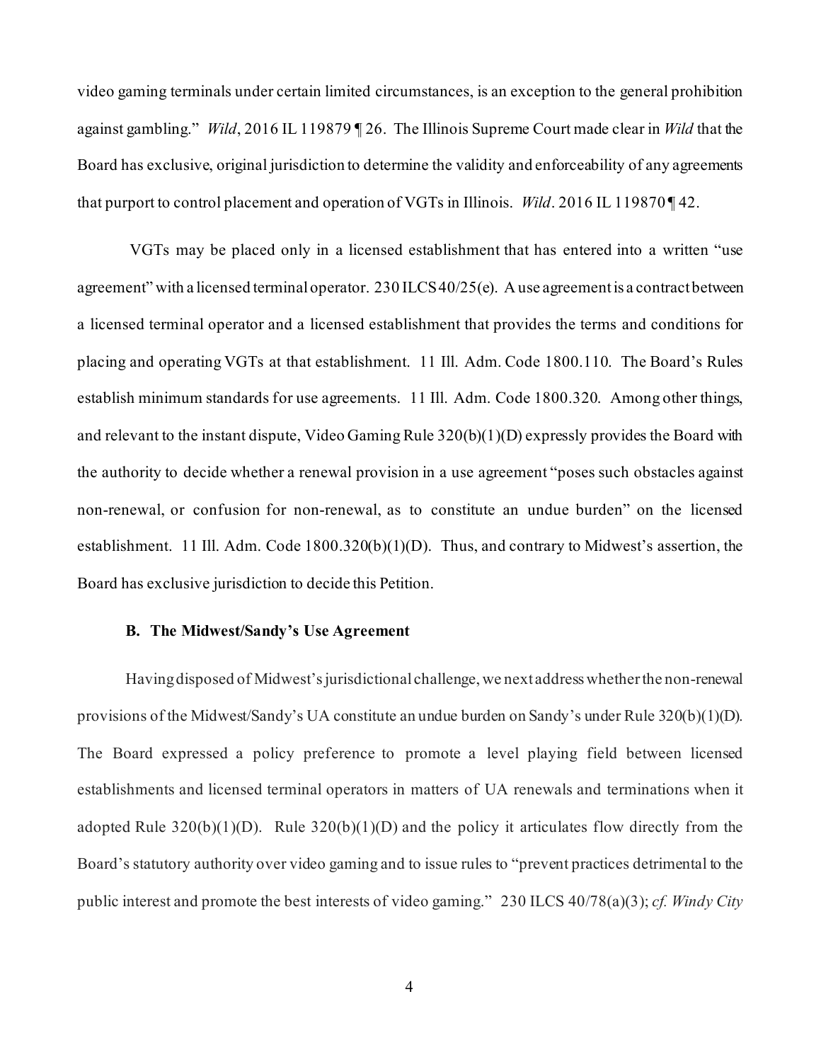video gaming terminals under certain limited circumstances, is an exception to the general prohibition against gambling." *Wild*, 2016 IL 119879 ¶ 26. The Illinois Supreme Court made clear in *Wild* that the Board has exclusive, original jurisdiction to determine the validity and enforceability of any agreements that purport to control placement and operation of VGTs in Illinois. *Wild*. 2016 IL 119870 ¶ 42.

VGTs may be placed only in a licensed establishment that has entered into a written "use agreement" with a licensed terminal operator. 230 ILCS 40/25(e). A use agreement is a contract between a licensed terminal operator and a licensed establishment that provides the terms and conditions for placing and operating VGTs at that establishment. 11 Ill. Adm. Code 1800.110. The Board's Rules establish minimum standards for use agreements. 11 Ill. Adm. Code 1800.320. Among other things, and relevant to the instant dispute, Video Gaming Rule 320(b)(1)(D) expressly provides the Board with the authority to decide whether a renewal provision in a use agreement "poses such obstacles against non-renewal, or confusion for non-renewal, as to constitute an undue burden" on the licensed establishment. 11 Ill. Adm. Code 1800.320(b)(1)(D). Thus, and contrary to Midwest's assertion, the Board has exclusive jurisdiction to decide this Petition.

**B. The Midwest/Sandy's Use Agreement**

Having disposed of Midwest's jurisdictional challenge, we next address whether the non-renewal provisions of the Midwest/Sandy's UA constitute an undue burden on Sandy's under Rule 320(b)(1)(D). The Board expressed a policy preference to promote a level playing field between licensed establishments and licensed terminal operators in matters of UA renewals and terminations when it adopted Rule 320(b)(1)(D). Rule 320(b)(1)(D) and the policy it articulates flow directly from the Board's statutory authority over video gaming and to issue rules to "prevent practices detrimental to the public interest and promote the best interests of video gaming." 230 ILCS 40/78(a)(3); *cf. Windy City*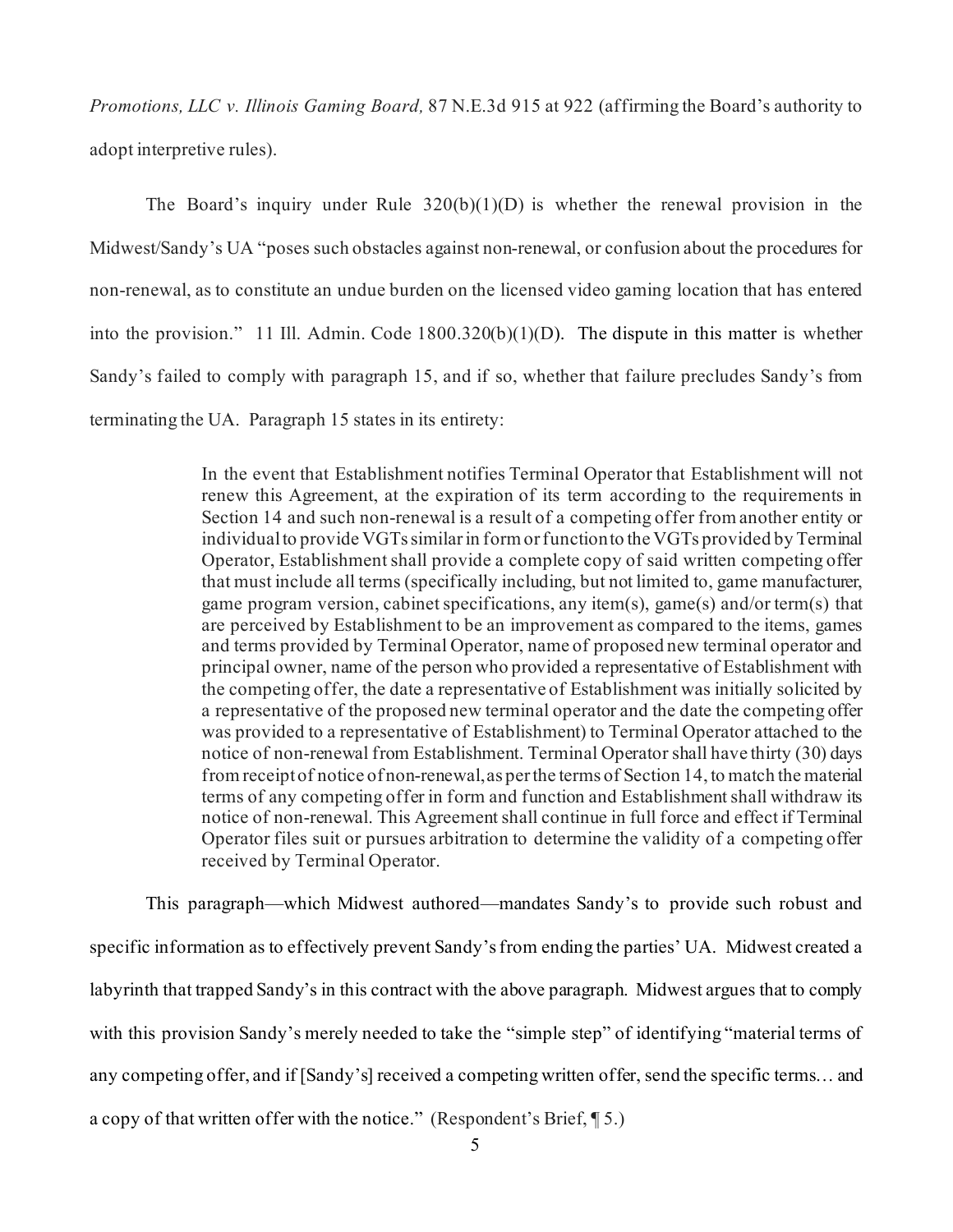*Promotions, LLC v. Illinois Gaming Board,* 87 N.E.3d 915 at 922 (affirming the Board's authority to adopt interpretive rules).

The Board's inquiry under Rule 320(b)(1)(D) is whether the renewal provision in the Midwest/Sandy's UA "poses such obstacles against non-renewal, or confusion about the procedures for non-renewal, as to constitute an undue burden on the licensed video gaming location that has entered into the provision." 11 Ill. Admin. Code 1800.320(b)(1)(D). The dispute in this matter is whether Sandy's failed to comply with paragraph 15, and if so, whether that failure precludes Sandy's from terminating the UA. Paragraph 15 states in its entirety:

> In the event that Establishment notifies Terminal Operator that Establishment will not renew this Agreement, at the expiration of its term according to the requirements in Section 14 and such non-renewal is a result of a competing offer from another entity or individual to provide VGTs similar in form or function to the VGTs provided by Terminal Operator, Establishment shall provide a complete copy of said written competing offer that must include all terms (specifically including, but not limited to, game manufacturer, game program version, cabinet specifications, any item(s), game(s) and/or term(s) that are perceived by Establishment to be an improvement as compared to the items, games and terms provided by Terminal Operator, name of proposed new terminal operator and principal owner, name of the person who provided a representative of Establishment with the competing offer, the date a representative of Establishment was initially solicited by a representative of the proposed new terminal operator and the date the competing offer was provided to a representative of Establishment) to Terminal Operator attached to the notice of non-renewal from Establishment. Terminal Operator shall have thirty (30) days from receipt of notice of non-renewal, as per the terms of Section 14, to match the material terms of any competing offer in form and function and Establishment shall withdraw its notice of non-renewal. This Agreement shall continue in full force and effect if Terminal Operator files suit or pursues arbitration to determine the validity of a competing offer received by Terminal Operator.

This paragraph—which Midwest authored—mandates Sandy's to provide such robust and specific information as to effectively prevent Sandy's from ending the parties' UA. Midwest created a labyrinth that trapped Sandy's in this contract with the above paragraph. Midwest argues that to comply with this provision Sandy's merely needed to take the "simple step" of identifying "material terms of any competing offer, and if [Sandy's] received a competing written offer, send the specific terms… and a copy of that written offer with the notice." (Respondent's Brief, ¶ 5.)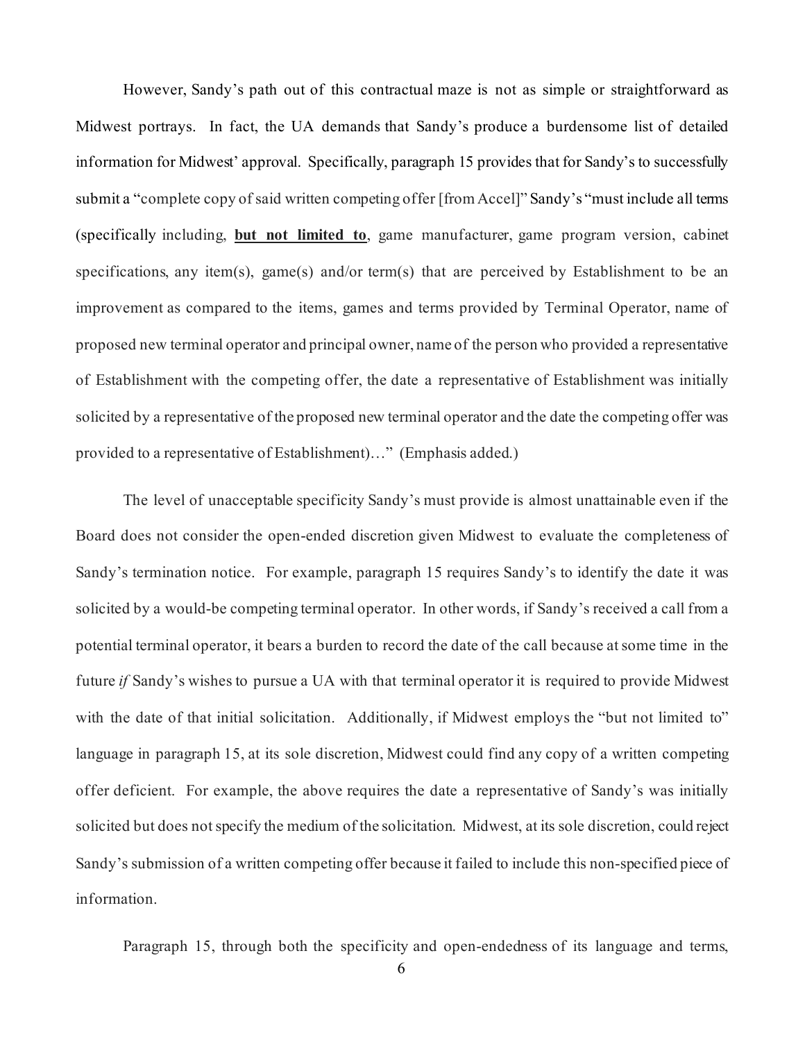However, Sandy's path out of this contractual maze is not as simple or straightforward as Midwest portrays. In fact, the UA demands that Sandy's produce a burdensome list of detailed information for Midwest' approval. Specifically, paragraph 15 provides that for Sandy's to successfully submit a "complete copy of said written competing offer [from Accel]" Sandy's "must include all terms (specifically including, **but not limited to**, game manufacturer, game program version, cabinet specifications, any item(s), game(s) and/or term(s) that are perceived by Establishment to be an improvement as compared to the items, games and terms provided by Terminal Operator, name of proposed new terminal operator and principal owner, name of the person who provided a representative of Establishment with the competing offer, the date a representative of Establishment was initially solicited by a representative of the proposed new terminal operator and the date the competing offer was provided to a representative of Establishment)…" (Emphasis added.)

The level of unacceptable specificity Sandy's must provide is almost unattainable even if the Board does not consider the open-ended discretion given Midwest to evaluate the completeness of Sandy's termination notice. For example, paragraph 15 requires Sandy's to identify the date it was solicited by a would-be competing terminal operator. In other words, if Sandy's received a call from a potential terminal operator, it bears a burden to record the date of the call because at some time in the future *if* Sandy's wishes to pursue a UA with that terminal operator it is required to provide Midwest with the date of that initial solicitation. Additionally, if Midwest employs the "but not limited to" language in paragraph 15, at its sole discretion, Midwest could find any copy of a written competing offer deficient. For example, the above requires the date a representative of Sandy's was initially solicited but does not specify the medium of the solicitation. Midwest, at its sole discretion, could reject Sandy's submission of a written competing offer because it failed to include this non-specified piece of information.

Paragraph 15, through both the specificity and open-endedness of its language and terms,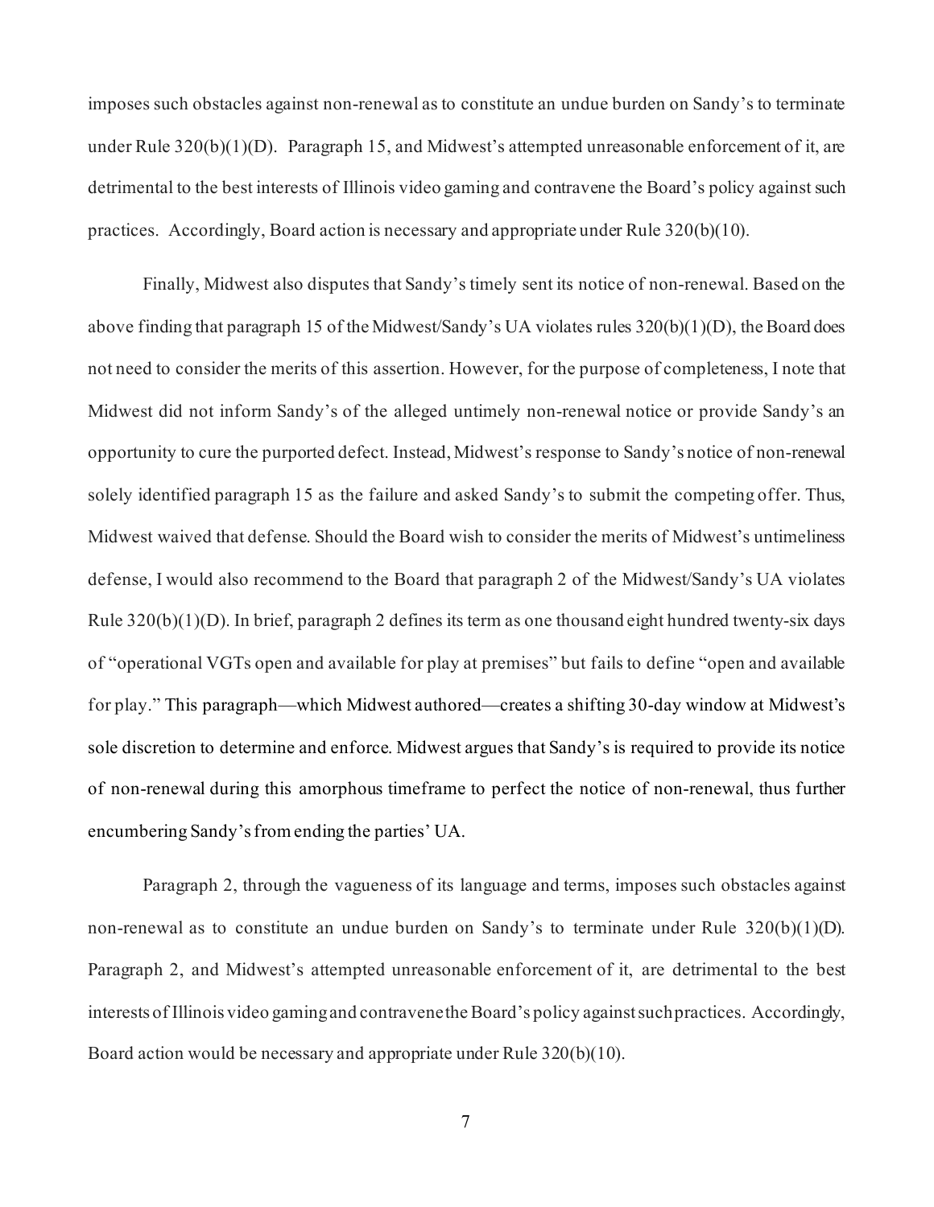imposes such obstacles against non-renewal as to constitute an undue burden on Sandy's to terminate under Rule 320(b)(1)(D). Paragraph 15, and Midwest's attempted unreasonable enforcement of it, are detrimental to the best interests of Illinois video gaming and contravene the Board's policy against such practices. Accordingly, Board action is necessary and appropriate under Rule 320(b)(10).

Finally, Midwest also disputes that Sandy's timely sent its notice of non-renewal. Based on the above finding that paragraph 15 of the Midwest/Sandy's UA violates rules 320(b)(1)(D), the Board does not need to consider the merits of this assertion. However, for the purpose of completeness, I note that Midwest did not inform Sandy's of the alleged untimely non-renewal notice or provide Sandy's an opportunity to cure the purported defect. Instead, Midwest's response to Sandy's notice of non-renewal solely identified paragraph 15 as the failure and asked Sandy's to submit the competing offer. Thus, Midwest waived that defense. Should the Board wish to consider the merits of Midwest's untimeliness defense, I would also recommend to the Board that paragraph 2 of the Midwest/Sandy's UA violates Rule 320(b)(1)(D). In brief, paragraph 2 defines its term as one thousand eight hundred twenty-six days of "operational VGTs open and available for play at premises" but fails to define "open and available for play." This paragraph—which Midwest authored—creates a shifting 30-day window at Midwest's sole discretion to determine and enforce. Midwest argues that Sandy's is required to provide its notice of non-renewal during this amorphous timeframe to perfect the notice of non-renewal, thus further encumbering Sandy's from ending the parties' UA.

Paragraph 2, through the vagueness of its language and terms, imposes such obstacles against non-renewal as to constitute an undue burden on Sandy's to terminate under Rule 320(b)(1)(D). Paragraph 2, and Midwest's attempted unreasonable enforcement of it, are detrimental to the best interests of Illinois video gaming and contravene the Board's policy against such practices. Accordingly, Board action would be necessary and appropriate under Rule 320(b)(10).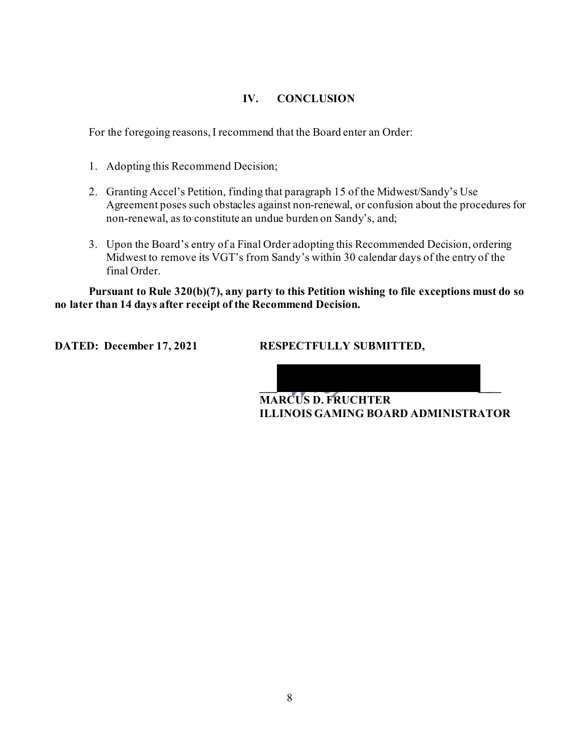## IV. CONCLUSION

For the foregoing reasons, I recommend that the Board enter an Order:

1. Adopting this Recommend Decision;
2. Granting Accel's Petition, finding that paragraph 15 of the Midwest/Sandy's Use Agreement poses such obstacles against non-renewal, or confusion about the procedures for non-renewal, as to constitute an undue burden on Sandy's, and;
3. Upon the Board's entry of a Final Order adopting this Recommended Decision, ordering Midwest to remove its VGT's from Sandy's within 30 calendar days of the entry of the final Order.

**Pursuant to Rule 320(b)(7), any party to this Petition wishing to file exceptions must do so no later than 14 days after receipt of the Recommend Decision.**

**DATED: December 17, 2021**

**RESPECTFULLY SUBMITTED,**

**MARCUS D. FRUCHTER**
**ILLINOIS GAMING BOARD ADMINISTRATOR**